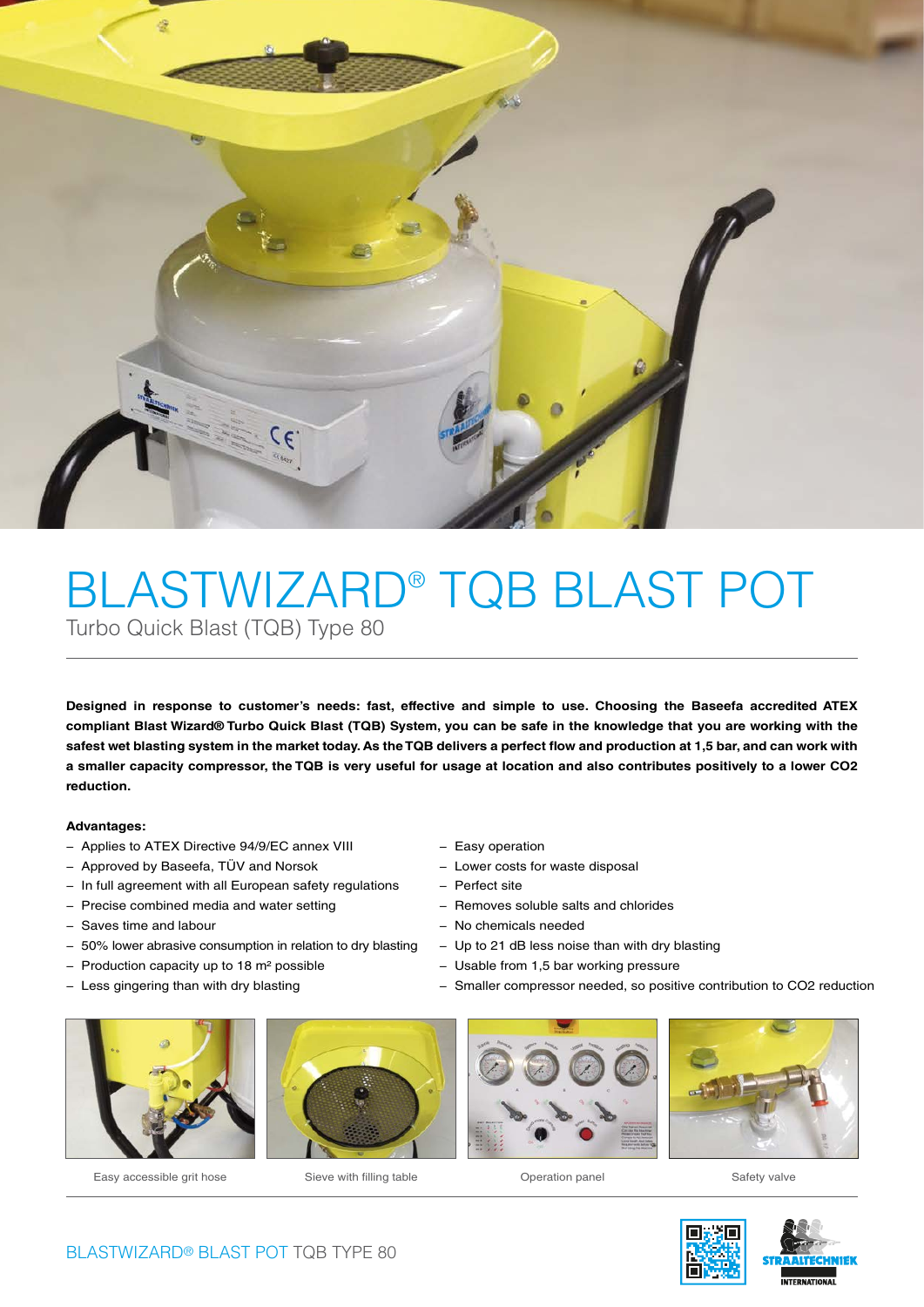# BLASTWIZARD® TQB BLAST POT

Turbo Quick Blast (TQB) Type 80

**Designed in response to customer's needs: fast, effective and simple to use. Choosing the Baseefa accredited ATEX compliant Blast Wizard® Turbo Quick Blast (TQB) System, you can be safe in the knowledge that you are working with the safest wet blasting system in the market today. As the TQB delivers a perfect flow and production at 1,5 bar, and can work with a smaller capacity compressor, the TQB is very useful for usage at location and also contributes positively to a lower CO2 reduction.**

**Advantages:**

- Applies to ATEX Directive 94/9/EC annex VIII
- Approved by Baseefa, TÜV and Norsok
- In full agreement with all European safety regulations
- Precise combined media and water setting
- Saves time and labour
- 50% lower abrasive consumption in relation to dry blasting
- Production capacity up to 18 m² possible
- Less gingering than with dry blasting
- Easy operation
- Lower costs for waste disposal
- Perfect site
- Removes soluble salts and chlorides
- No chemicals needed
- Up to 21 dB less noise than with dry blasting
- Usable from 1,5 bar working pressure
- Smaller compressor needed, so positive contribution to CO2 reduction

Easy accessible grit hose

Sieve with filling table

Operation panel

Safety valve

BLASTWIZARD® BLAST POT TQB TYPE 80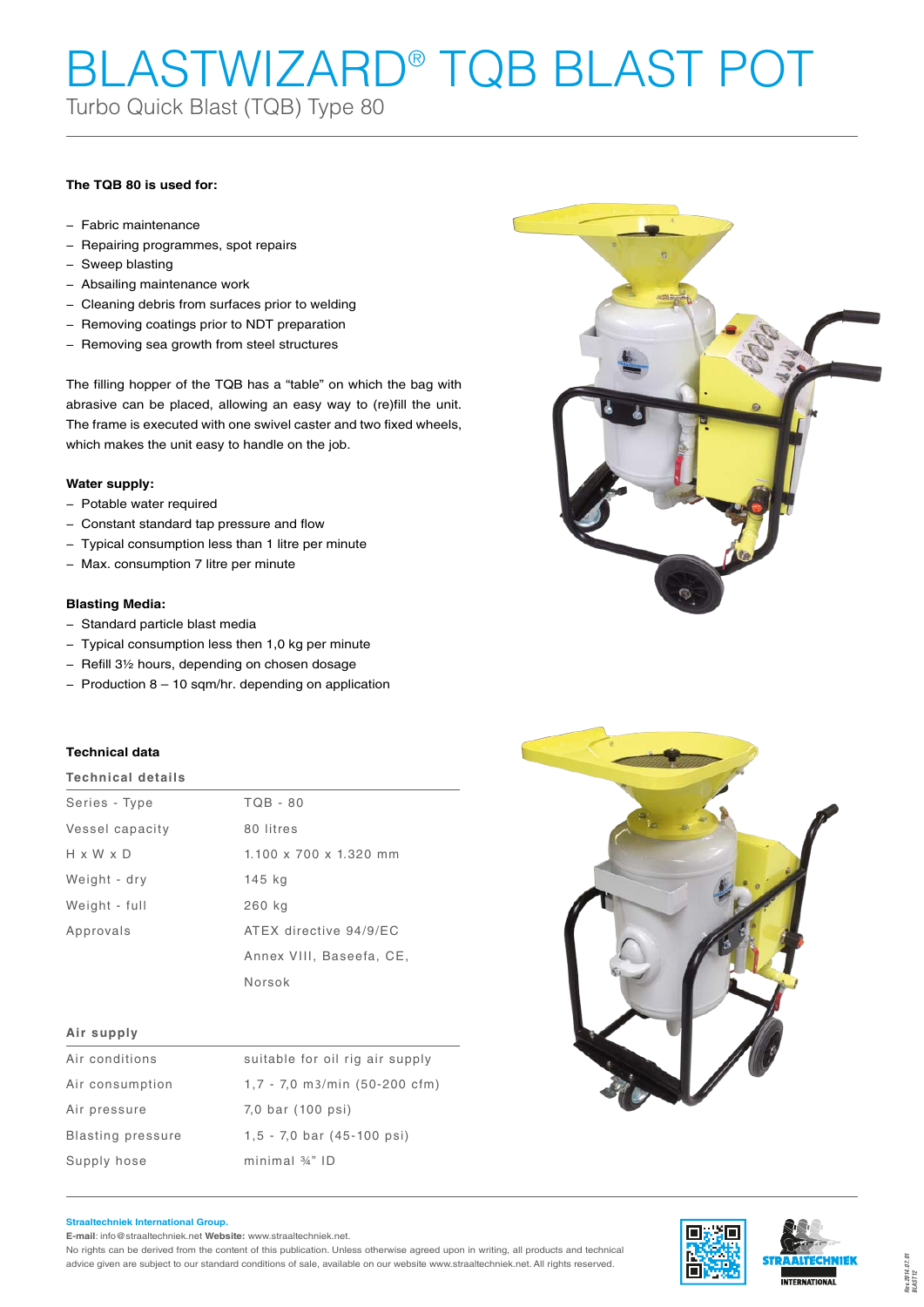# BLASTWIZARD® TQB BLAST POT

Turbo Quick Blast (TQB) Type 80

**The TQB 80 is used for:**

- Fabric maintenance
- Repairing programmes, spot repairs
- Sweep blasting
- Absailing maintenance work
- Cleaning debris from surfaces prior to welding
- Removing coatings prior to NDT preparation
- Removing sea growth from steel structures

The filling hopper of the TQB has a "table" on which the bag with abrasive can be placed, allowing an easy way to (re)fill the unit. The frame is executed with one swivel caster and two fixed wheels, which makes the unit easy to handle on the job.

**Water supply:**

- Potable water required
- Constant standard tap pressure and flow
- Typical consumption less than 1 litre per minute
- Max. consumption 7 litre per minute

**Blasting Media:**

- Standard particle blast media
- Typical consumption less then 1,0 kg per minute
- Refill 3½ hours, depending on chosen dosage
- Production 8 – 10 sqm/hr. depending on application

**Technical data**

**Technical details**

| | |
|---|---|
| Series - Type | TQB - 80 |
| Vessel capacity | 80 litres |
| H x W x D | 1.100 x 700 x 1.320 mm |
| Weight - dry | 145 kg |
| Weight - full | 260 kg |
| Approvals | ATEX directive 94/9/EC Annex VIII, Baseefa, CE, Norsok |

**Air supply**

| | |
|---|---|
| Air conditions | suitable for oil rig air supply |
| Air consumption | 1,7 - 7,0 m3/min (50-200 cfm) |
| Air pressure | 7,0 bar (100 psi) |
| Blasting pressure | 1,5 - 7,0 bar (45-100 psi) |
| Supply hose | minimal ¾" ID |

**Straaltechniek International Group.**

**E-mail**: info@straaltechniek.net **Website:** www.straaltechniek.net.

No rights can be derived from the content of this publication. Unless otherwise agreed upon in writing, all products and technical advice given are subject to our standard conditions of sale, available on our website www.straaltechniek.net. All rights reserved.